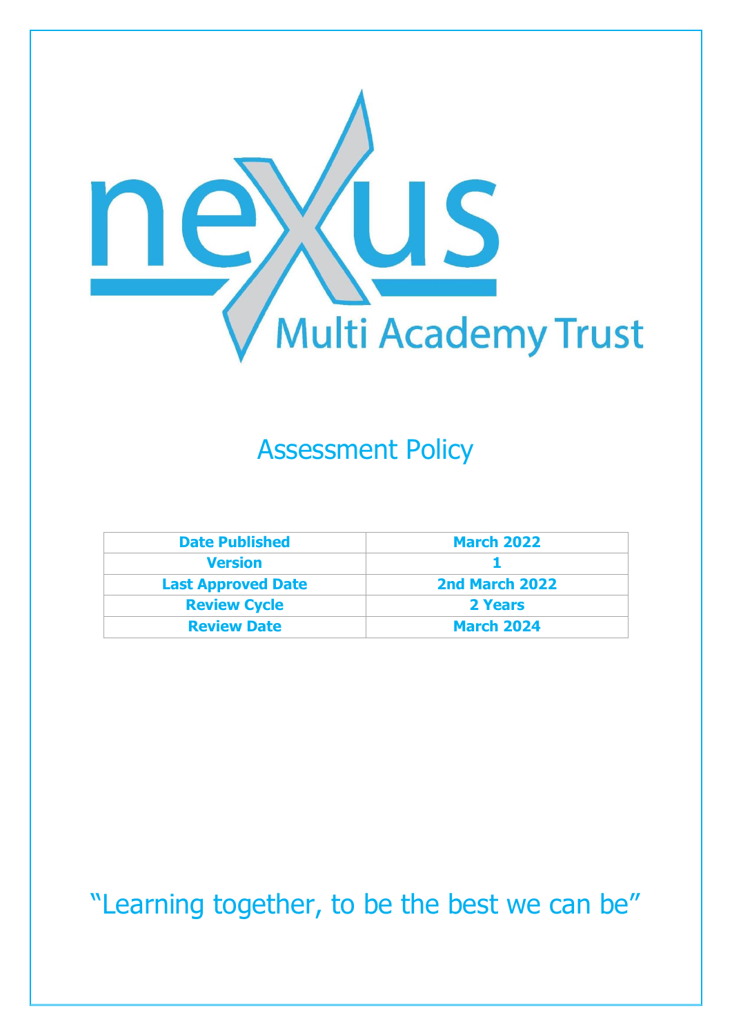nexus Multi Academy Trust

# Assessment Policy

| Date Published | March 2022 |
| --- | --- |
| Version | 1 |
| Last Approved Date | 2nd March 2022 |
| Review Cycle | 2 Years |
| Review Date | March 2024 |

"Learning together, to be the best we can be"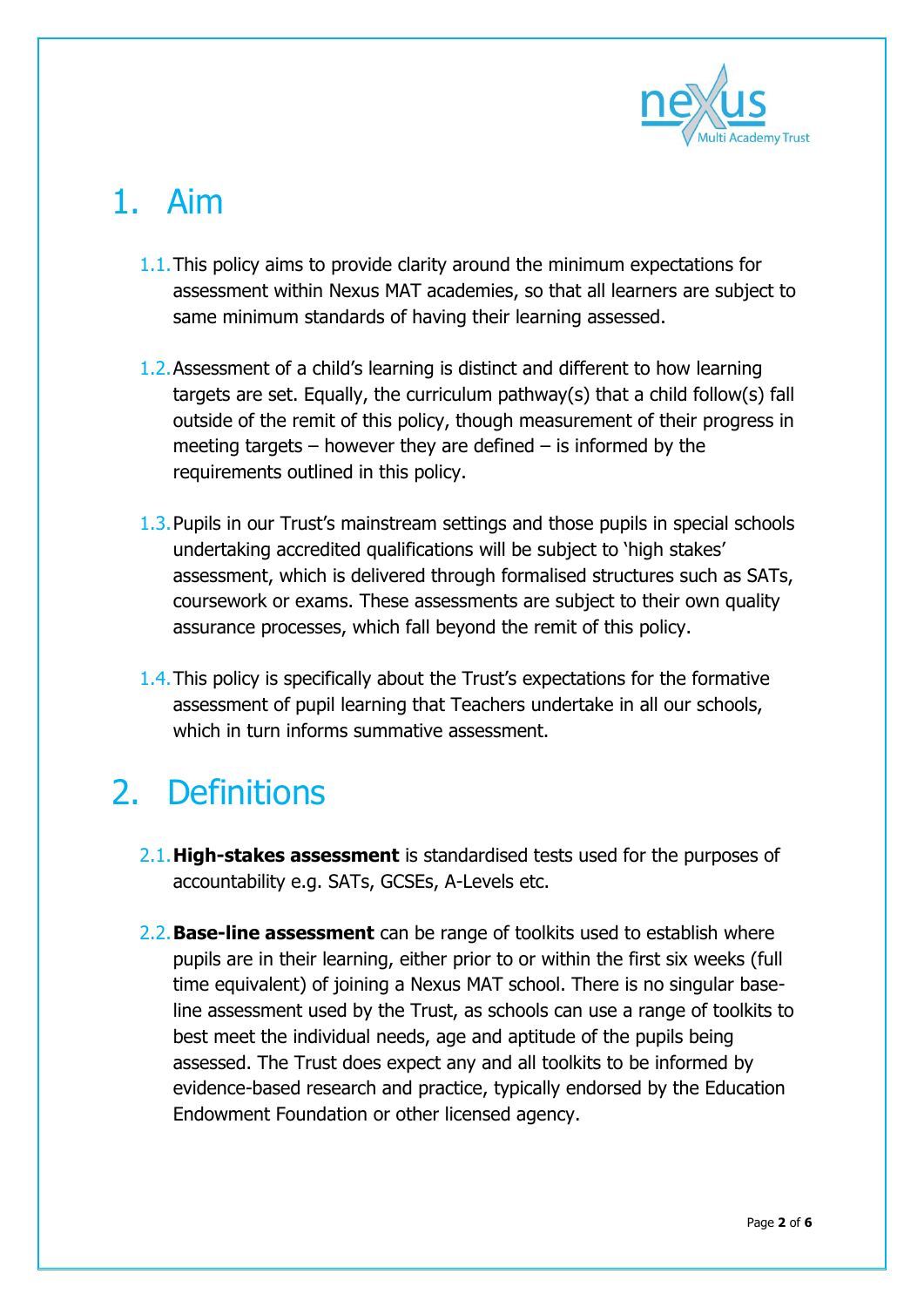# 1. Aim

1.1. This policy aims to provide clarity around the minimum expectations for assessment within Nexus MAT academies, so that all learners are subject to same minimum standards of having their learning assessed.

1.2. Assessment of a child's learning is distinct and different to how learning targets are set. Equally, the curriculum pathway(s) that a child follow(s) fall outside of the remit of this policy, though measurement of their progress in meeting targets – however they are defined – is informed by the requirements outlined in this policy.

1.3. Pupils in our Trust's mainstream settings and those pupils in special schools undertaking accredited qualifications will be subject to 'high stakes' assessment, which is delivered through formalised structures such as SATs, coursework or exams. These assessments are subject to their own quality assurance processes, which fall beyond the remit of this policy.

1.4. This policy is specifically about the Trust's expectations for the formative assessment of pupil learning that Teachers undertake in all our schools, which in turn informs summative assessment.

# 2. Definitions

2.1. **High-stakes assessment** is standardised tests used for the purposes of accountability e.g. SATs, GCSEs, A-Levels etc.

2.2. **Base-line assessment** can be range of toolkits used to establish where pupils are in their learning, either prior to or within the first six weeks (full time equivalent) of joining a Nexus MAT school. There is no singular base-line assessment used by the Trust, as schools can use a range of toolkits to best meet the individual needs, age and aptitude of the pupils being assessed. The Trust does expect any and all toolkits to be informed by evidence-based research and practice, typically endorsed by the Education Endowment Foundation or other licensed agency.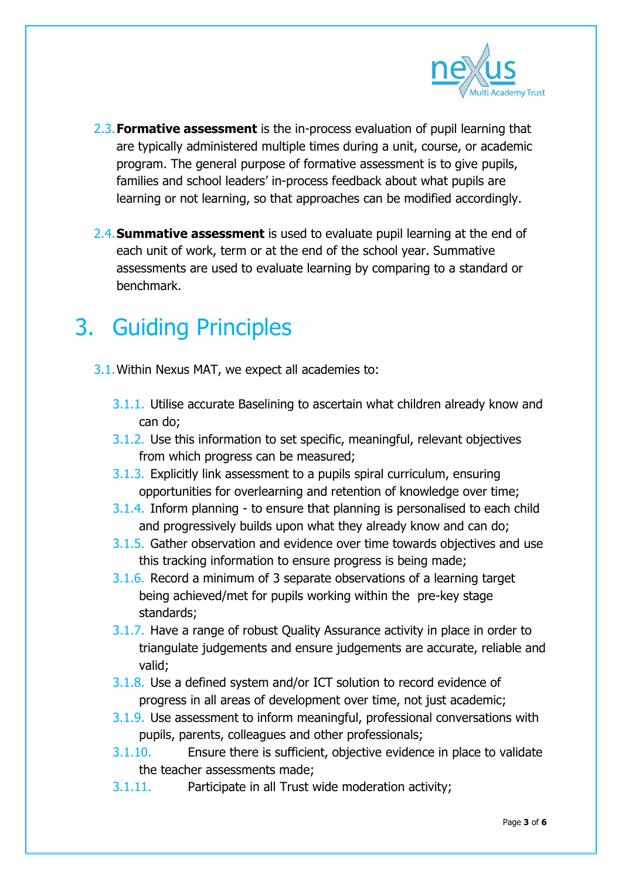2.3. **Formative assessment** is the in-process evaluation of pupil learning that are typically administered multiple times during a unit, course, or academic program. The general purpose of formative assessment is to give pupils, families and school leaders' in-process feedback about what pupils are learning or not learning, so that approaches can be modified accordingly.

2.4. **Summative assessment** is used to evaluate pupil learning at the end of each unit of work, term or at the end of the school year. Summative assessments are used to evaluate learning by comparing to a standard or benchmark.

# 3. Guiding Principles

3.1. Within Nexus MAT, we expect all academies to:

- 3.1.1. Utilise accurate Baselining to ascertain what children already know and can do;
- 3.1.2. Use this information to set specific, meaningful, relevant objectives from which progress can be measured;
- 3.1.3. Explicitly link assessment to a pupils spiral curriculum, ensuring opportunities for overlearning and retention of knowledge over time;
- 3.1.4. Inform planning - to ensure that planning is personalised to each child and progressively builds upon what they already know and can do;
- 3.1.5. Gather observation and evidence over time towards objectives and use this tracking information to ensure progress is being made;
- 3.1.6. Record a minimum of 3 separate observations of a learning target being achieved/met for pupils working within the pre-key stage standards;
- 3.1.7. Have a range of robust Quality Assurance activity in place in order to triangulate judgements and ensure judgements are accurate, reliable and valid;
- 3.1.8. Use a defined system and/or ICT solution to record evidence of progress in all areas of development over time, not just academic;
- 3.1.9. Use assessment to inform meaningful, professional conversations with pupils, parents, colleagues and other professionals;
- 3.1.10. Ensure there is sufficient, objective evidence in place to validate the teacher assessments made;
- 3.1.11. Participate in all Trust wide moderation activity;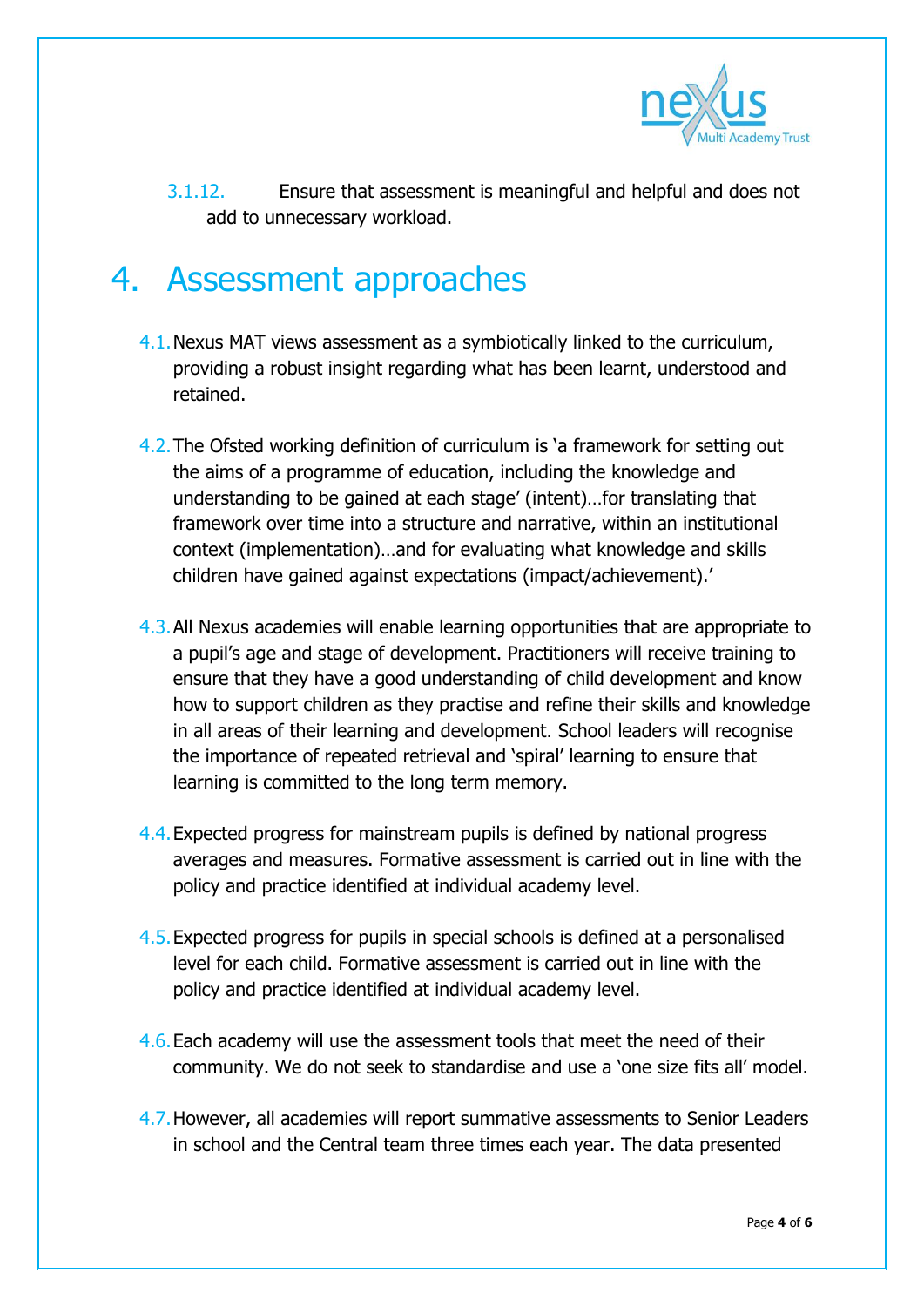3.1.12. Ensure that assessment is meaningful and helpful and does not add to unnecessary workload.

# 4. Assessment approaches

4.1. Nexus MAT views assessment as a symbiotically linked to the curriculum, providing a robust insight regarding what has been learnt, understood and retained.

4.2. The Ofsted working definition of curriculum is 'a framework for setting out the aims of a programme of education, including the knowledge and understanding to be gained at each stage' (intent)…for translating that framework over time into a structure and narrative, within an institutional context (implementation)…and for evaluating what knowledge and skills children have gained against expectations (impact/achievement).'

4.3. All Nexus academies will enable learning opportunities that are appropriate to a pupil's age and stage of development. Practitioners will receive training to ensure that they have a good understanding of child development and know how to support children as they practise and refine their skills and knowledge in all areas of their learning and development. School leaders will recognise the importance of repeated retrieval and 'spiral' learning to ensure that learning is committed to the long term memory.

4.4. Expected progress for mainstream pupils is defined by national progress averages and measures. Formative assessment is carried out in line with the policy and practice identified at individual academy level.

4.5. Expected progress for pupils in special schools is defined at a personalised level for each child. Formative assessment is carried out in line with the policy and practice identified at individual academy level.

4.6. Each academy will use the assessment tools that meet the need of their community. We do not seek to standardise and use a 'one size fits all' model.

4.7. However, all academies will report summative assessments to Senior Leaders in school and the Central team three times each year. The data presented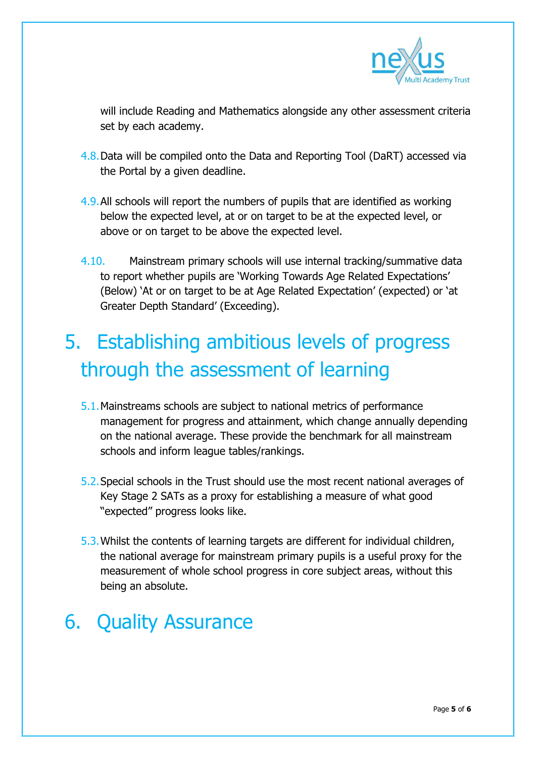will include Reading and Mathematics alongside any other assessment criteria set by each academy.

4.8. Data will be compiled onto the Data and Reporting Tool (DaRT) accessed via the Portal by a given deadline.

4.9. All schools will report the numbers of pupils that are identified as working below the expected level, at or on target to be at the expected level, or above or on target to be above the expected level.

4.10. Mainstream primary schools will use internal tracking/summative data to report whether pupils are 'Working Towards Age Related Expectations' (Below) 'At or on target to be at Age Related Expectation' (expected) or 'at Greater Depth Standard' (Exceeding).

# 5. Establishing ambitious levels of progress through the assessment of learning

5.1. Mainstreams schools are subject to national metrics of performance management for progress and attainment, which change annually depending on the national average. These provide the benchmark for all mainstream schools and inform league tables/rankings.

5.2. Special schools in the Trust should use the most recent national averages of Key Stage 2 SATs as a proxy for establishing a measure of what good "expected" progress looks like.

5.3. Whilst the contents of learning targets are different for individual children, the national average for mainstream primary pupils is a useful proxy for the measurement of whole school progress in core subject areas, without this being an absolute.

# 6. Quality Assurance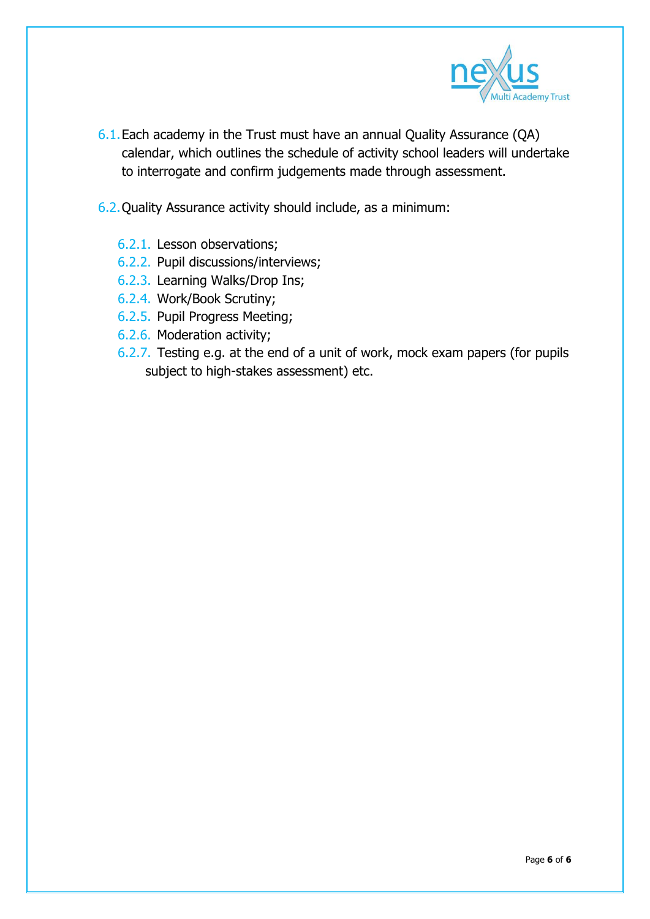6.1. Each academy in the Trust must have an annual Quality Assurance (QA) calendar, which outlines the schedule of activity school leaders will undertake to interrogate and confirm judgements made through assessment.

6.2. Quality Assurance activity should include, as a minimum:

- 6.2.1. Lesson observations;
- 6.2.2. Pupil discussions/interviews;
- 6.2.3. Learning Walks/Drop Ins;
- 6.2.4. Work/Book Scrutiny;
- 6.2.5. Pupil Progress Meeting;
- 6.2.6. Moderation activity;
- 6.2.7. Testing e.g. at the end of a unit of work, mock exam papers (for pupils subject to high-stakes assessment) etc.